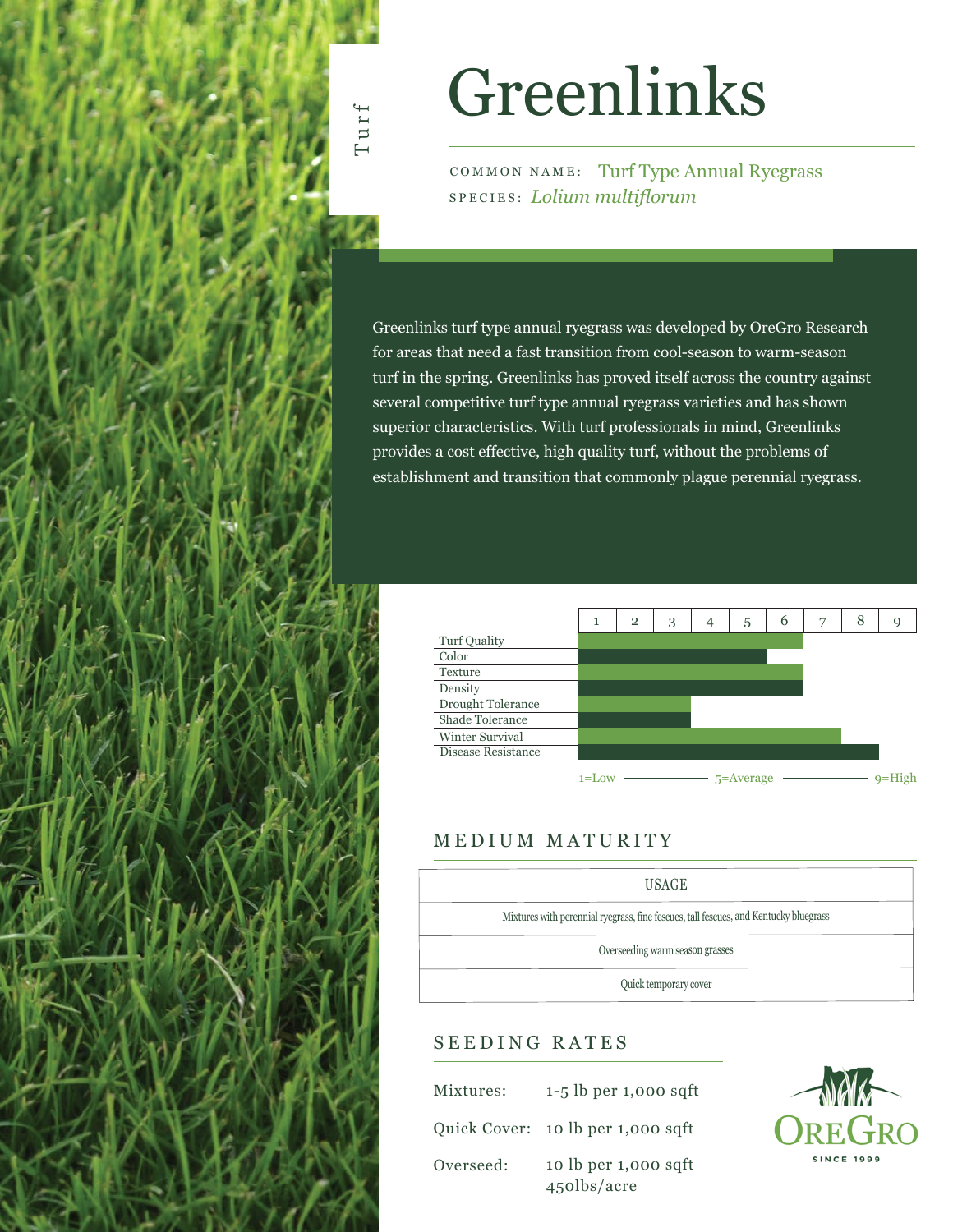Turf

# Greenlinks

COMMON NAME: Turf Type Annual Ryegrass
SPECIES: *Lolium multiflorum*

Greenlinks turf type annual ryegrass was developed by OreGro Research for areas that need a fast transition from cool-season to warm-season turf in the spring. Greenlinks has proved itself across the country against several competitive turf type annual ryegrass varieties and has shown superior characteristics. With turf professionals in mind, Greenlinks provides a cost effective, high quality turf, without the problems of establishment and transition that commonly plague perennial ryegrass.

| Characteristic | Rating (1–9) |
|---|---|
| Turf Quality | 6 |
| Color | 5 |
| Texture | 6 |
| Density | 6 |
| Drought Tolerance | 3 |
| Shade Tolerance | 3 |
| Winter Survival | 7 |
| Disease Resistance | 8 |

1=Low — 5=Average — 9=High

## MEDIUM MATURITY

| USAGE |
|---|
| Mixtures with perennial ryegrass, fine fescues, tall fescues, and Kentucky bluegrass |
| Overseeding warm season grasses |
| Quick temporary cover |

## SEEDING RATES

| | |
|---|---|
| Mixtures: | 1-5 lb per 1,000 sqft |
| Quick Cover: | 10 lb per 1,000 sqft |
| Overseed: | 10 lb per 1,000 sqft<br>450lbs/acre |

OREGRO
SINCE 1999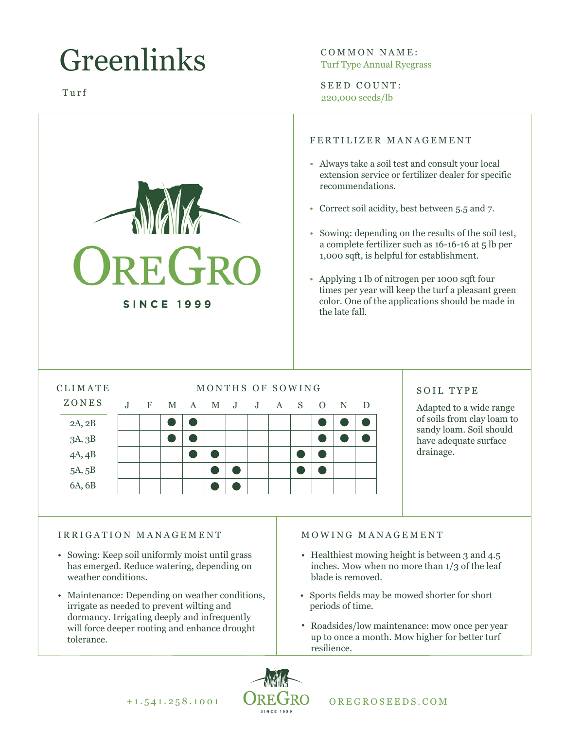# Greenlinks

Turf

COMMON NAME:
Turf Type Annual Ryegrass

SEED COUNT:
220,000 seeds/lb

OREGRO

SINCE 1999

## FERTILIZER MANAGEMENT

- Always take a soil test and consult your local extension service or fertilizer dealer for specific recommendations.
- Correct soil acidity, best between 5.5 and 7.
- Sowing: depending on the results of the soil test, a complete fertilizer such as 16-16-16 at 5 lb per 1,000 sqft, is helpful for establishment.
- Applying 1 lb of nitrogen per 1000 sqft four times per year will keep the turf a pleasant green color. One of the applications should be made in the late fall.

## CLIMATE ZONES / MONTHS OF SOWING

| Climate Zones | J | F | M | A | M | J | J | A | S | O | N | D |
|---|---|---|---|---|---|---|---|---|---|---|---|---|
| 2A, 2B | | | ● | ● | | | | | | ● | ● | ● |
| 3A, 3B | | | ● | ● | | | | | | ● | ● | ● |
| 4A, 4B | | | | ● | ● | | | | ● | ● | | |
| 5A, 5B | | | | | ● | ● | | | ● | ● | | |
| 6A, 6B | | | | | ● | ● | | | | | | |

## SOIL TYPE

Adapted to a wide range of soils from clay loam to sandy loam. Soil should have adequate surface drainage.

## IRRIGATION MANAGEMENT

- Sowing: Keep soil uniformly moist until grass has emerged. Reduce watering, depending on weather conditions.
- Maintenance: Depending on weather conditions, irrigate as needed to prevent wilting and dormancy. Irrigating deeply and infrequently will force deeper rooting and enhance drought tolerance.

## MOWING MANAGEMENT

- Healthiest mowing height is between 3 and 4.5 inches. Mow when no more than 1/3 of the leaf blade is removed.
- Sports fields may be mowed shorter for short periods of time.
- Roadsides/low maintenance: mow once per year up to once a month. Mow higher for better turf resilience.

+1.541.258.1001 OREGRO SINCE 1999 OREGROSEEDS.COM